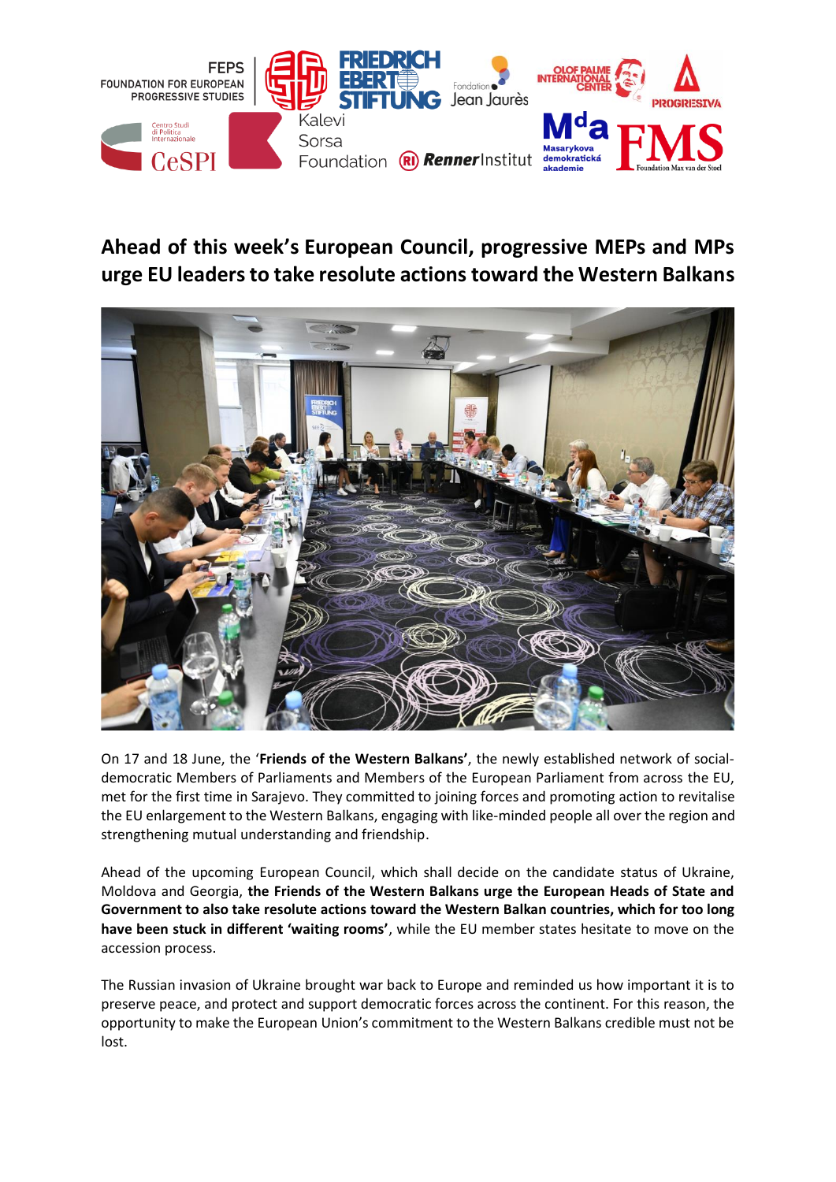# Ahead of this week's European Council, progressive MEPs and MPs urge EU leaders to take resolute actions toward the Western Balkans

On 17 and 18 June, the '**Friends of the Western Balkans'**, the newly established network of social-democratic Members of Parliaments and Members of the European Parliament from across the EU, met for the first time in Sarajevo. They committed to joining forces and promoting action to revitalise the EU enlargement to the Western Balkans, engaging with like-minded people all over the region and strengthening mutual understanding and friendship.

Ahead of the upcoming European Council, which shall decide on the candidate status of Ukraine, Moldova and Georgia, **the Friends of the Western Balkans urge the European Heads of State and Government to also take resolute actions toward the Western Balkan countries, which for too long have been stuck in different 'waiting rooms'**, while the EU member states hesitate to move on the accession process.

The Russian invasion of Ukraine brought war back to Europe and reminded us how important it is to preserve peace, and protect and support democratic forces across the continent. For this reason, the opportunity to make the European Union's commitment to the Western Balkans credible must not be lost.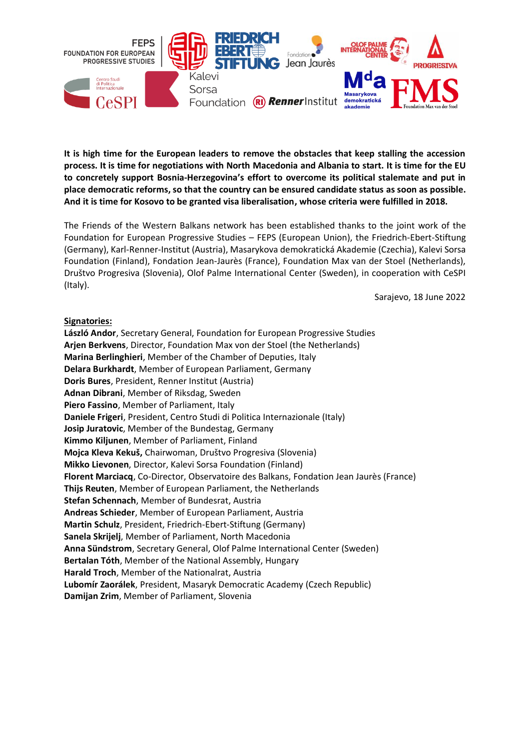**It is high time for the European leaders to remove the obstacles that keep stalling the accession process. It is time for negotiations with North Macedonia and Albania to start. It is time for the EU to concretely support Bosnia-Herzegovina's effort to overcome its political stalemate and put in place democratic reforms, so that the country can be ensured candidate status as soon as possible. And it is time for Kosovo to be granted visa liberalisation, whose criteria were fulfilled in 2018.**

The Friends of the Western Balkans network has been established thanks to the joint work of the Foundation for European Progressive Studies – FEPS (European Union), the Friedrich-Ebert-Stiftung (Germany), Karl-Renner-Institut (Austria), Masarykova demokratická Akademie (Czechia), Kalevi Sorsa Foundation (Finland), Fondation Jean-Jaurès (France), Foundation Max van der Stoel (Netherlands), Društvo Progresiva (Slovenia), Olof Palme International Center (Sweden), in cooperation with CeSPI (Italy).

Sarajevo, 18 June 2022

**Signatories:**

**László Andor**, Secretary General, Foundation for European Progressive Studies
**Arjen Berkvens**, Director, Foundation Max von der Stoel (the Netherlands)
**Marina Berlinghieri**, Member of the Chamber of Deputies, Italy
**Delara Burkhardt**, Member of European Parliament, Germany
**Doris Bures**, President, Renner Institut (Austria)
**Adnan Dibrani**, Member of Riksdag, Sweden
**Piero Fassino**, Member of Parliament, Italy
**Daniele Frigeri**, President, Centro Studi di Politica Internazionale (Italy)
**Josip Juratovic**, Member of the Bundestag, Germany
**Kimmo Kiljunen**, Member of Parliament, Finland
**Mojca Kleva Kekuš,** Chairwoman, Društvo Progresiva (Slovenia)
**Mikko Lievonen**, Director, Kalevi Sorsa Foundation (Finland)
**Florent Marciacq**, Co-Director, Observatoire des Balkans, Fondation Jean Jaurès (France)
**Thijs Reuten**, Member of European Parliament, the Netherlands
**Stefan Schennach**, Member of Bundesrat, Austria
**Andreas Schieder**, Member of European Parliament, Austria
**Martin Schulz**, President, Friedrich-Ebert-Stiftung (Germany)
**Sanela Skrijelj**, Member of Parliament, North Macedonia
**Anna Sündstrom**, Secretary General, Olof Palme International Center (Sweden)
**Bertalan Tóth**, Member of the National Assembly, Hungary
**Harald Troch**, Member of the Nationalrat, Austria
**Lubomír Zaorálek**, President, Masaryk Democratic Academy (Czech Republic)
**Damijan Zrim**, Member of Parliament, Slovenia